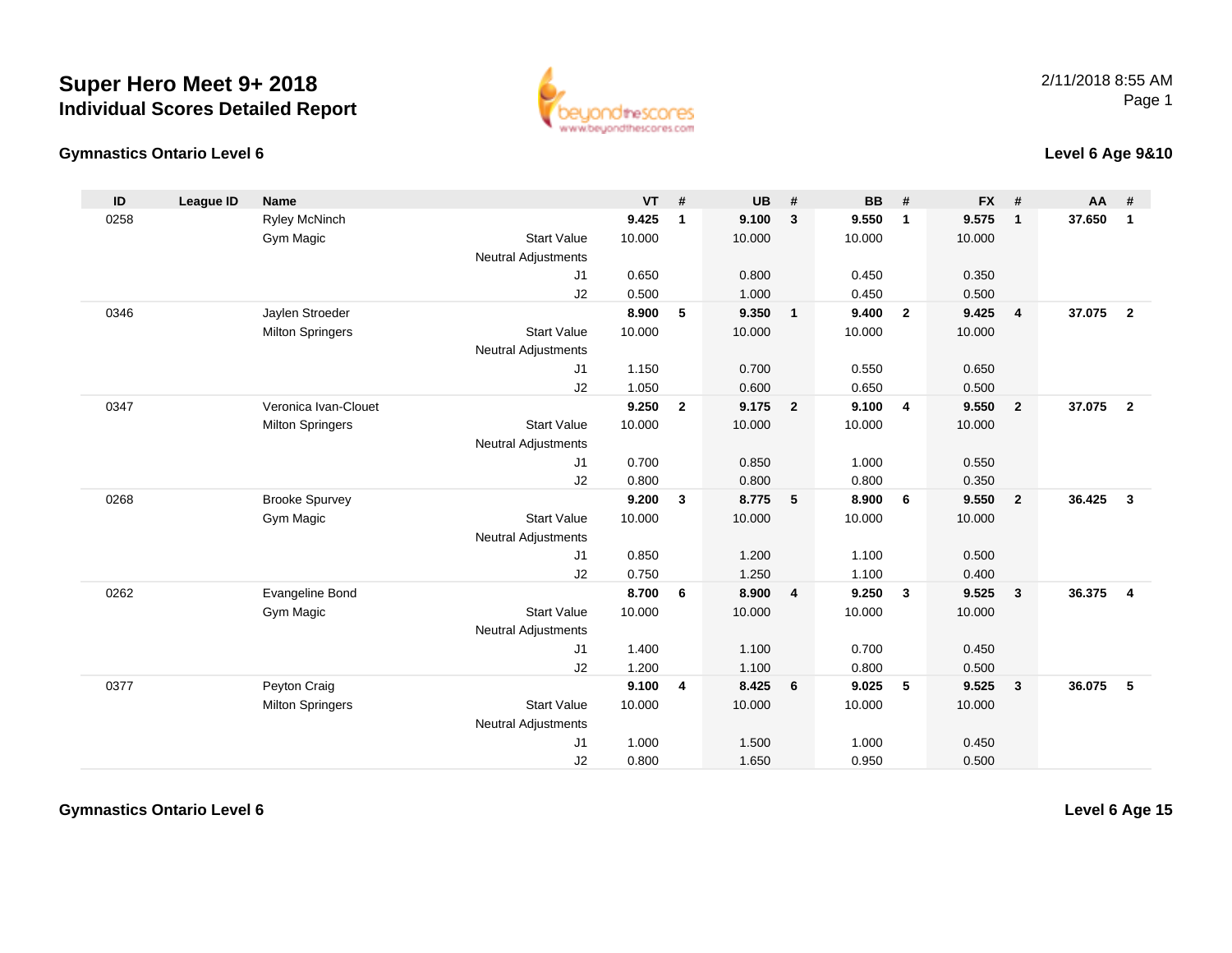# Super Hero Meet 9+ 2018

## Individual Scores Detailed Report

2/11/2018 8:55 AM

### Gymnastics Ontario Level 6

### Level 6 Age 9&10

| ID | League ID | Name | | VT | # | UB | # | BB | # | FX | # | AA | # |
|---|---|---|---|---|---|---|---|---|---|---|---|---|---|
| 0258 | | Ryley McNinch | | **9.425** | **1** | **9.100** | **3** | **9.550** | **1** | **9.575** | **1** | **37.650** | **1** |
| | | Gym Magic | Start Value | 10.000 | | 10.000 | | 10.000 | | 10.000 | | | |
| | | | Neutral Adjustments | | | | | | | | | | |
| | | | J1 | 0.650 | | 0.800 | | 0.450 | | 0.350 | | | |
| | | | J2 | 0.500 | | 1.000 | | 0.450 | | 0.500 | | | |
| 0346 | | Jaylen Stroeder | | **8.900** | **5** | **9.350** | **1** | **9.400** | **2** | **9.425** | **4** | **37.075** | **2** |
| | | Milton Springers | Start Value | 10.000 | | 10.000 | | 10.000 | | 10.000 | | | |
| | | | Neutral Adjustments | | | | | | | | | | |
| | | | J1 | 1.150 | | 0.700 | | 0.550 | | 0.650 | | | |
| | | | J2 | 1.050 | | 0.600 | | 0.650 | | 0.500 | | | |
| 0347 | | Veronica Ivan-Clouet | | **9.250** | **2** | **9.175** | **2** | **9.100** | **4** | **9.550** | **2** | **37.075** | **2** |
| | | Milton Springers | Start Value | 10.000 | | 10.000 | | 10.000 | | 10.000 | | | |
| | | | Neutral Adjustments | | | | | | | | | | |
| | | | J1 | 0.700 | | 0.850 | | 1.000 | | 0.550 | | | |
| | | | J2 | 0.800 | | 0.800 | | 0.800 | | 0.350 | | | |
| 0268 | | Brooke Spurvey | | **9.200** | **3** | **8.775** | **5** | **8.900** | **6** | **9.550** | **2** | **36.425** | **3** |
| | | Gym Magic | Start Value | 10.000 | | 10.000 | | 10.000 | | 10.000 | | | |
| | | | Neutral Adjustments | | | | | | | | | | |
| | | | J1 | 0.850 | | 1.200 | | 1.100 | | 0.500 | | | |
| | | | J2 | 0.750 | | 1.250 | | 1.100 | | 0.400 | | | |
| 0262 | | Evangeline Bond | | **8.700** | **6** | **8.900** | **4** | **9.250** | **3** | **9.525** | **3** | **36.375** | **4** |
| | | Gym Magic | Start Value | 10.000 | | 10.000 | | 10.000 | | 10.000 | | | |
| | | | Neutral Adjustments | | | | | | | | | | |
| | | | J1 | 1.400 | | 1.100 | | 0.700 | | 0.450 | | | |
| | | | J2 | 1.200 | | 1.100 | | 0.800 | | 0.500 | | | |
| 0377 | | Peyton Craig | | **9.100** | **4** | **8.425** | **6** | **9.025** | **5** | **9.525** | **3** | **36.075** | **5** |
| | | Milton Springers | Start Value | 10.000 | | 10.000 | | 10.000 | | 10.000 | | | |
| | | | Neutral Adjustments | | | | | | | | | | |
| | | | J1 | 1.000 | | 1.500 | | 1.000 | | 0.450 | | | |
| | | | J2 | 0.800 | | 1.650 | | 0.950 | | 0.500 | | | |

### Gymnastics Ontario Level 6

### Level 6 Age 15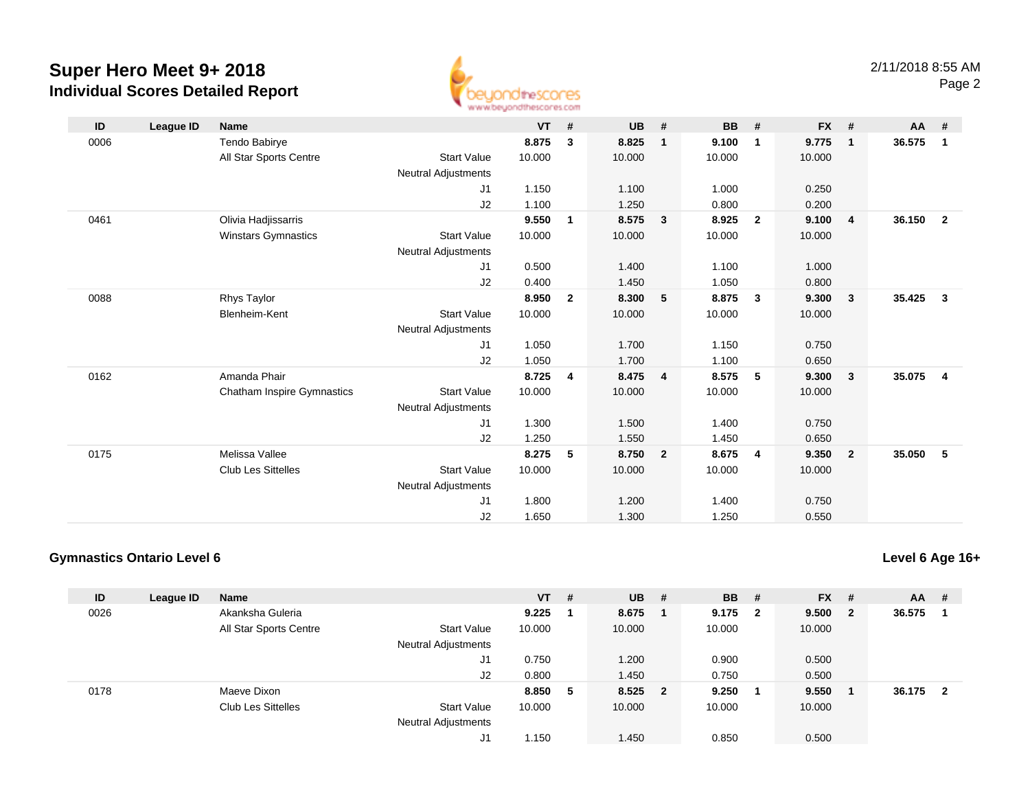# Super Hero Meet 9+ 2018
## Individual Scores Detailed Report

| ID | League ID | Name | | VT | # | UB | # | BB | # | FX | # | AA | # |
|---|---|---|---|---|---|---|---|---|---|---|---|---|---|
| 0006 | | Tendo Babirye | | **8.875** | **3** | **8.825** | **1** | **9.100** | **1** | **9.775** | **1** | **36.575** | **1** |
| | | All Star Sports Centre | Start Value | 10.000 | | 10.000 | | 10.000 | | 10.000 | | | |
| | | | Neutral Adjustments | | | | | | | | | | |
| | | | J1 | 1.150 | | 1.100 | | 1.000 | | 0.250 | | | |
| | | | J2 | 1.100 | | 1.250 | | 0.800 | | 0.200 | | | |
| 0461 | | Olivia Hadjissarris | | **9.550** | **1** | **8.575** | **3** | **8.925** | **2** | **9.100** | **4** | **36.150** | **2** |
| | | Winstars Gymnastics | Start Value | 10.000 | | 10.000 | | 10.000 | | 10.000 | | | |
| | | | Neutral Adjustments | | | | | | | | | | |
| | | | J1 | 0.500 | | 1.400 | | 1.100 | | 1.000 | | | |
| | | | J2 | 0.400 | | 1.450 | | 1.050 | | 0.800 | | | |
| 0088 | | Rhys Taylor | | **8.950** | **2** | **8.300** | **5** | **8.875** | **3** | **9.300** | **3** | **35.425** | **3** |
| | | Blenheim-Kent | Start Value | 10.000 | | 10.000 | | 10.000 | | 10.000 | | | |
| | | | Neutral Adjustments | | | | | | | | | | |
| | | | J1 | 1.050 | | 1.700 | | 1.150 | | 0.750 | | | |
| | | | J2 | 1.050 | | 1.700 | | 1.100 | | 0.650 | | | |
| 0162 | | Amanda Phair | | **8.725** | **4** | **8.475** | **4** | **8.575** | **5** | **9.300** | **3** | **35.075** | **4** |
| | | Chatham Inspire Gymnastics | Start Value | 10.000 | | 10.000 | | 10.000 | | 10.000 | | | |
| | | | Neutral Adjustments | | | | | | | | | | |
| | | | J1 | 1.300 | | 1.500 | | 1.400 | | 0.750 | | | |
| | | | J2 | 1.250 | | 1.550 | | 1.450 | | 0.650 | | | |
| 0175 | | Melissa Vallee | | **8.275** | **5** | **8.750** | **2** | **8.675** | **4** | **9.350** | **2** | **35.050** | **5** |
| | | Club Les Sittelles | Start Value | 10.000 | | 10.000 | | 10.000 | | 10.000 | | | |
| | | | Neutral Adjustments | | | | | | | | | | |
| | | | J1 | 1.800 | | 1.200 | | 1.400 | | 0.750 | | | |
| | | | J2 | 1.650 | | 1.300 | | 1.250 | | 0.550 | | | |

### Gymnastics Ontario Level 6

### Level 6 Age 16+

| ID | League ID | Name | | VT | # | UB | # | BB | # | FX | # | AA | # |
|---|---|---|---|---|---|---|---|---|---|---|---|---|---|
| 0026 | | Akanksha Guleria | | **9.225** | **1** | **8.675** | **1** | **9.175** | **2** | **9.500** | **2** | **36.575** | **1** |
| | | All Star Sports Centre | Start Value | 10.000 | | 10.000 | | 10.000 | | 10.000 | | | |
| | | | Neutral Adjustments | | | | | | | | | | |
| | | | J1 | 0.750 | | 1.200 | | 0.900 | | 0.500 | | | |
| | | | J2 | 0.800 | | 1.450 | | 0.750 | | 0.500 | | | |
| 0178 | | Maeve Dixon | | **8.850** | **5** | **8.525** | **2** | **9.250** | **1** | **9.550** | **1** | **36.175** | **2** |
| | | Club Les Sittelles | Start Value | 10.000 | | 10.000 | | 10.000 | | 10.000 | | | |
| | | | Neutral Adjustments | | | | | | | | | | |
| | | | J1 | 1.150 | | 1.450 | | 0.850 | | 0.500 | | | |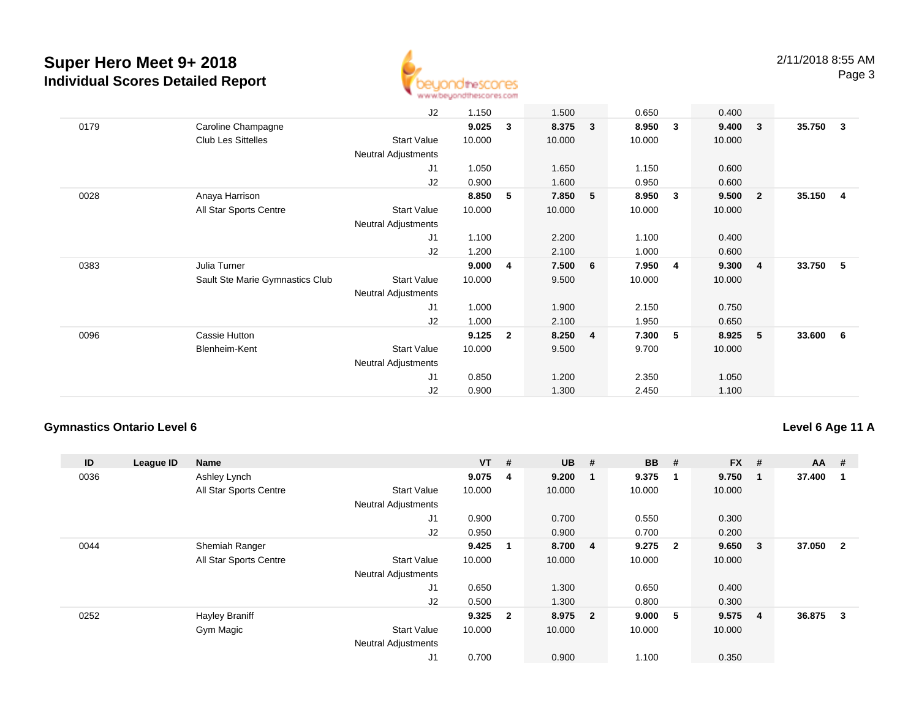# Super Hero Meet 9+ 2018

## Individual Scores Detailed Report

2/11/2018 8:55 AM

| ID | League ID | Name | | VT | # | UB | # | BB | # | FX | # | AA | # |
|---|---|---|---|---|---|---|---|---|---|---|---|---|---|
| | | | J2 | 1.150 | | 1.500 | | 0.650 | | 0.400 | | | |
| 0179 | | Caroline Champagne | | **9.025** | **3** | **8.375** | **3** | **8.950** | **3** | **9.400** | **3** | **35.750** | **3** |
| | | Club Les Sittelles | Start Value | 10.000 | | 10.000 | | 10.000 | | 10.000 | | | |
| | | | Neutral Adjustments | | | | | | | | | | |
| | | | J1 | 1.050 | | 1.650 | | 1.150 | | 0.600 | | | |
| | | | J2 | 0.900 | | 1.600 | | 0.950 | | 0.600 | | | |
| 0028 | | Anaya Harrison | | **8.850** | **5** | **7.850** | **5** | **8.950** | **3** | **9.500** | **2** | **35.150** | **4** |
| | | All Star Sports Centre | Start Value | 10.000 | | 10.000 | | 10.000 | | 10.000 | | | |
| | | | Neutral Adjustments | | | | | | | | | | |
| | | | J1 | 1.100 | | 2.200 | | 1.100 | | 0.400 | | | |
| | | | J2 | 1.200 | | 2.100 | | 1.000 | | 0.600 | | | |
| 0383 | | Julia Turner | | **9.000** | **4** | **7.500** | **6** | **7.950** | **4** | **9.300** | **4** | **33.750** | **5** |
| | | Sault Ste Marie Gymnastics Club | Start Value | 10.000 | | 9.500 | | 10.000 | | 10.000 | | | |
| | | | Neutral Adjustments | | | | | | | | | | |
| | | | J1 | 1.000 | | 1.900 | | 2.150 | | 0.750 | | | |
| | | | J2 | 1.000 | | 2.100 | | 1.950 | | 0.650 | | | |
| 0096 | | Cassie Hutton | | **9.125** | **2** | **8.250** | **4** | **7.300** | **5** | **8.925** | **5** | **33.600** | **6** |
| | | Blenheim-Kent | Start Value | 10.000 | | 9.500 | | 9.700 | | 10.000 | | | |
| | | | Neutral Adjustments | | | | | | | | | | |
| | | | J1 | 0.850 | | 1.200 | | 2.350 | | 1.050 | | | |
| | | | J2 | 0.900 | | 1.300 | | 2.450 | | 1.100 | | | |

### Gymnastics Ontario Level 6

**Level 6 Age 11 A**

| ID | League ID | Name | | VT | # | UB | # | BB | # | FX | # | AA | # |
|---|---|---|---|---|---|---|---|---|---|---|---|---|---|
| 0036 | | Ashley Lynch | | **9.075** | **4** | **9.200** | **1** | **9.375** | **1** | **9.750** | **1** | **37.400** | **1** |
| | | All Star Sports Centre | Start Value | 10.000 | | 10.000 | | 10.000 | | 10.000 | | | |
| | | | Neutral Adjustments | | | | | | | | | | |
| | | | J1 | 0.900 | | 0.700 | | 0.550 | | 0.300 | | | |
| | | | J2 | 0.950 | | 0.900 | | 0.700 | | 0.200 | | | |
| 0044 | | Shemiah Ranger | | **9.425** | **1** | **8.700** | **4** | **9.275** | **2** | **9.650** | **3** | **37.050** | **2** |
| | | All Star Sports Centre | Start Value | 10.000 | | 10.000 | | 10.000 | | 10.000 | | | |
| | | | Neutral Adjustments | | | | | | | | | | |
| | | | J1 | 0.650 | | 1.300 | | 0.650 | | 0.400 | | | |
| | | | J2 | 0.500 | | 1.300 | | 0.800 | | 0.300 | | | |
| 0252 | | Hayley Braniff | | **9.325** | **2** | **8.975** | **2** | **9.000** | **5** | **9.575** | **4** | **36.875** | **3** |
| | | Gym Magic | Start Value | 10.000 | | 10.000 | | 10.000 | | 10.000 | | | |
| | | | Neutral Adjustments | | | | | | | | | | |
| | | | J1 | 0.700 | | 0.900 | | 1.100 | | 0.350 | | | |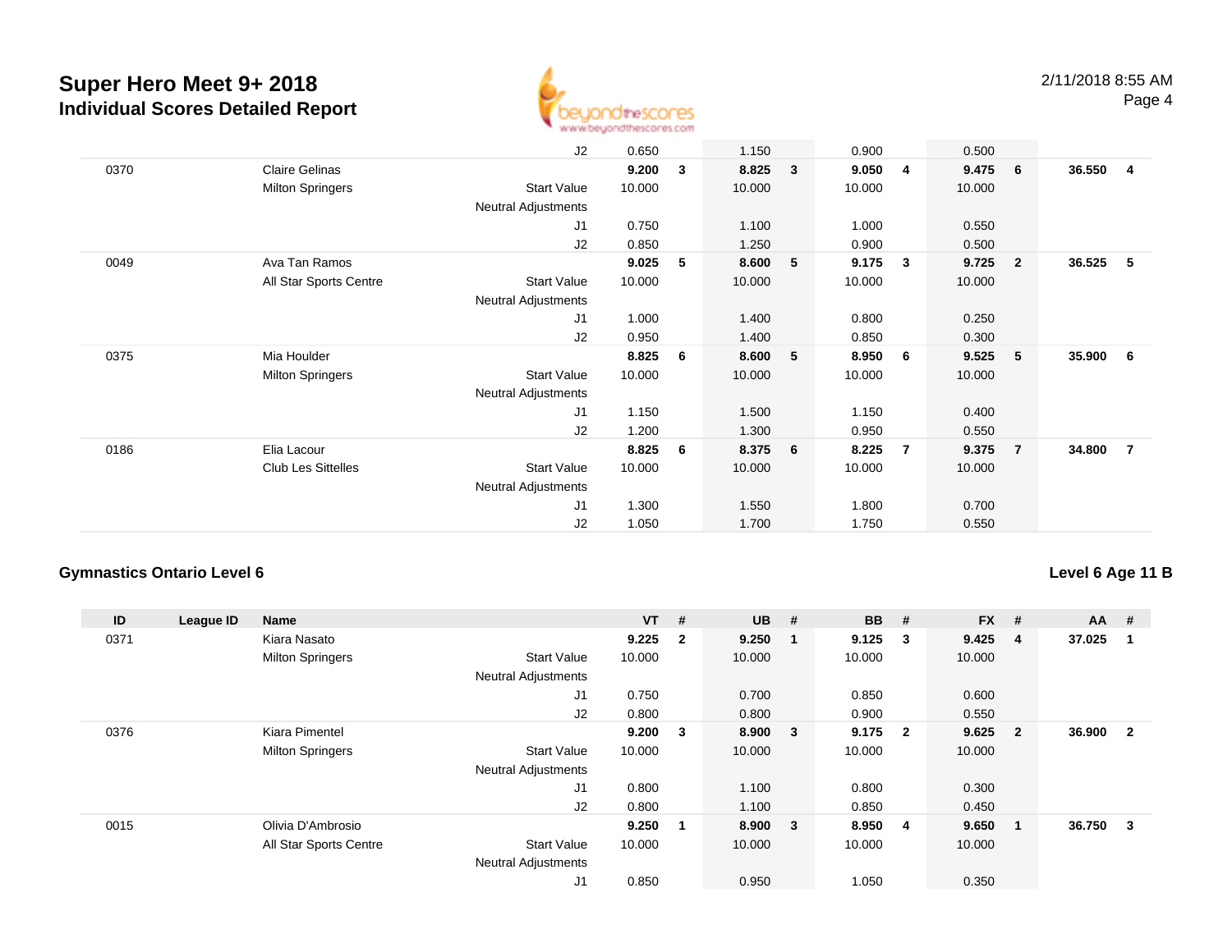# Super Hero Meet 9+ 2018

## Individual Scores Detailed Report

| ID | League ID | Name | | VT | # | UB | # | BB | # | FX | # | AA | # |
|---|---|---|---|---|---|---|---|---|---|---|---|---|---|
| | | | J2 | 0.650 | | 1.150 | | 0.900 | | 0.500 | | | |
| 0370 | | Claire Gelinas | | **9.200** | **3** | **8.825** | **3** | **9.050** | **4** | **9.475** | **6** | **36.550** | **4** |
| | | Milton Springers | Start Value | 10.000 | | 10.000 | | 10.000 | | 10.000 | | | |
| | | | Neutral Adjustments | | | | | | | | | | |
| | | | J1 | 0.750 | | 1.100 | | 1.000 | | 0.550 | | | |
| | | | J2 | 0.850 | | 1.250 | | 0.900 | | 0.500 | | | |
| 0049 | | Ava Tan Ramos | | **9.025** | **5** | **8.600** | **5** | **9.175** | **3** | **9.725** | **2** | **36.525** | **5** |
| | | All Star Sports Centre | Start Value | 10.000 | | 10.000 | | 10.000 | | 10.000 | | | |
| | | | Neutral Adjustments | | | | | | | | | | |
| | | | J1 | 1.000 | | 1.400 | | 0.800 | | 0.250 | | | |
| | | | J2 | 0.950 | | 1.400 | | 0.850 | | 0.300 | | | |
| 0375 | | Mia Houlder | | **8.825** | **6** | **8.600** | **5** | **8.950** | **6** | **9.525** | **5** | **35.900** | **6** |
| | | Milton Springers | Start Value | 10.000 | | 10.000 | | 10.000 | | 10.000 | | | |
| | | | Neutral Adjustments | | | | | | | | | | |
| | | | J1 | 1.150 | | 1.500 | | 1.150 | | 0.400 | | | |
| | | | J2 | 1.200 | | 1.300 | | 0.950 | | 0.550 | | | |
| 0186 | | Elia Lacour | | **8.825** | **6** | **8.375** | **6** | **8.225** | **7** | **9.375** | **7** | **34.800** | **7** |
| | | Club Les Sittelles | Start Value | 10.000 | | 10.000 | | 10.000 | | 10.000 | | | |
| | | | Neutral Adjustments | | | | | | | | | | |
| | | | J1 | 1.300 | | 1.550 | | 1.800 | | 0.700 | | | |
| | | | J2 | 1.050 | | 1.700 | | 1.750 | | 0.550 | | | |

### Gymnastics Ontario Level 6

### Level 6 Age 11 B

| ID | League ID | Name | | VT | # | UB | # | BB | # | FX | # | AA | # |
|---|---|---|---|---|---|---|---|---|---|---|---|---|---|
| 0371 | | Kiara Nasato | | **9.225** | **2** | **9.250** | **1** | **9.125** | **3** | **9.425** | **4** | **37.025** | **1** |
| | | Milton Springers | Start Value | 10.000 | | 10.000 | | 10.000 | | 10.000 | | | |
| | | | Neutral Adjustments | | | | | | | | | | |
| | | | J1 | 0.750 | | 0.700 | | 0.850 | | 0.600 | | | |
| | | | J2 | 0.800 | | 0.800 | | 0.900 | | 0.550 | | | |
| 0376 | | Kiara Pimentel | | **9.200** | **3** | **8.900** | **3** | **9.175** | **2** | **9.625** | **2** | **36.900** | **2** |
| | | Milton Springers | Start Value | 10.000 | | 10.000 | | 10.000 | | 10.000 | | | |
| | | | Neutral Adjustments | | | | | | | | | | |
| | | | J1 | 0.800 | | 1.100 | | 0.800 | | 0.300 | | | |
| | | | J2 | 0.800 | | 1.100 | | 0.850 | | 0.450 | | | |
| 0015 | | Olivia D'Ambrosio | | **9.250** | **1** | **8.900** | **3** | **8.950** | **4** | **9.650** | **1** | **36.750** | **3** |
| | | All Star Sports Centre | Start Value | 10.000 | | 10.000 | | 10.000 | | 10.000 | | | |
| | | | Neutral Adjustments | | | | | | | | | | |
| | | | J1 | 0.850 | | 0.950 | | 1.050 | | 0.350 | | | |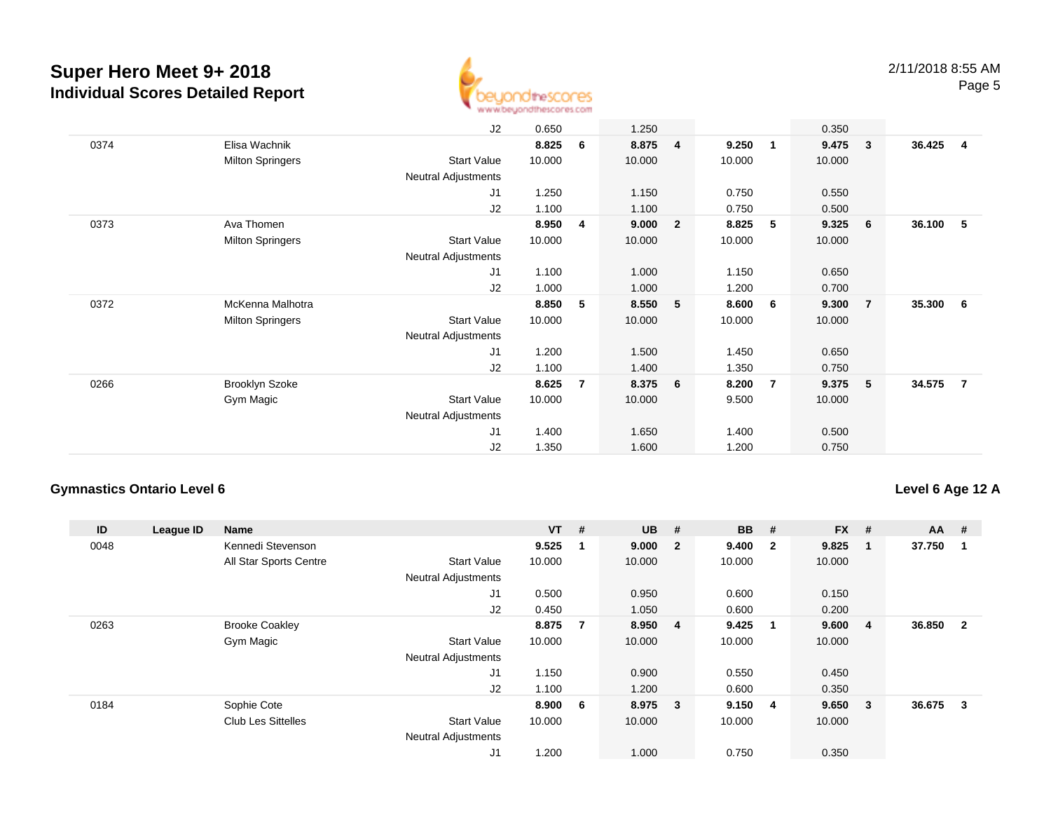# Super Hero Meet 9+ 2018

## Individual Scores Detailed Report

2/11/2018 8:55 AM

| ID | League ID | Name | | VT | # | UB | # | BB | # | FX | # | AA | # |
|---|---|---|---|---|---|---|---|---|---|---|---|---|---|
| | | | J2 | 0.650 | | 1.250 | | | | 0.350 | | | |
| 0374 | | Elisa Wachnik | | **8.825** | **6** | **8.875** | **4** | **9.250** | **1** | **9.475** | **3** | **36.425** | **4** |
| | | Milton Springers | Start Value | 10.000 | | 10.000 | | 10.000 | | 10.000 | | | |
| | | | Neutral Adjustments | | | | | | | | | | |
| | | | J1 | 1.250 | | 1.150 | | 0.750 | | 0.550 | | | |
| | | | J2 | 1.100 | | 1.100 | | 0.750 | | 0.500 | | | |
| 0373 | | Ava Thomen | | **8.950** | **4** | **9.000** | **2** | **8.825** | **5** | **9.325** | **6** | **36.100** | **5** |
| | | Milton Springers | Start Value | 10.000 | | 10.000 | | 10.000 | | 10.000 | | | |
| | | | Neutral Adjustments | | | | | | | | | | |
| | | | J1 | 1.100 | | 1.000 | | 1.150 | | 0.650 | | | |
| | | | J2 | 1.000 | | 1.000 | | 1.200 | | 0.700 | | | |
| 0372 | | McKenna Malhotra | | **8.850** | **5** | **8.550** | **5** | **8.600** | **6** | **9.300** | **7** | **35.300** | **6** |
| | | Milton Springers | Start Value | 10.000 | | 10.000 | | 10.000 | | 10.000 | | | |
| | | | Neutral Adjustments | | | | | | | | | | |
| | | | J1 | 1.200 | | 1.500 | | 1.450 | | 0.650 | | | |
| | | | J2 | 1.100 | | 1.400 | | 1.350 | | 0.750 | | | |
| 0266 | | Brooklyn Szoke | | **8.625** | **7** | **8.375** | **6** | **8.200** | **7** | **9.375** | **5** | **34.575** | **7** |
| | | Gym Magic | Start Value | 10.000 | | 10.000 | | 9.500 | | 10.000 | | | |
| | | | Neutral Adjustments | | | | | | | | | | |
| | | | J1 | 1.400 | | 1.650 | | 1.400 | | 0.500 | | | |
| | | | J2 | 1.350 | | 1.600 | | 1.200 | | 0.750 | | | |

### Gymnastics Ontario Level 6

**Level 6 Age 12 A**

| ID | League ID | Name | | VT | # | UB | # | BB | # | FX | # | AA | # |
|---|---|---|---|---|---|---|---|---|---|---|---|---|---|
| 0048 | | Kennedi Stevenson | | **9.525** | **1** | **9.000** | **2** | **9.400** | **2** | **9.825** | **1** | **37.750** | **1** |
| | | All Star Sports Centre | Start Value | 10.000 | | 10.000 | | 10.000 | | 10.000 | | | |
| | | | Neutral Adjustments | | | | | | | | | | |
| | | | J1 | 0.500 | | 0.950 | | 0.600 | | 0.150 | | | |
| | | | J2 | 0.450 | | 1.050 | | 0.600 | | 0.200 | | | |
| 0263 | | Brooke Coakley | | **8.875** | **7** | **8.950** | **4** | **9.425** | **1** | **9.600** | **4** | **36.850** | **2** |
| | | Gym Magic | Start Value | 10.000 | | 10.000 | | 10.000 | | 10.000 | | | |
| | | | Neutral Adjustments | | | | | | | | | | |
| | | | J1 | 1.150 | | 0.900 | | 0.550 | | 0.450 | | | |
| | | | J2 | 1.100 | | 1.200 | | 0.600 | | 0.350 | | | |
| 0184 | | Sophie Cote | | **8.900** | **6** | **8.975** | **3** | **9.150** | **4** | **9.650** | **3** | **36.675** | **3** |
| | | Club Les Sittelles | Start Value | 10.000 | | 10.000 | | 10.000 | | 10.000 | | | |
| | | | Neutral Adjustments | | | | | | | | | | |
| | | | J1 | 1.200 | | 1.000 | | 0.750 | | 0.350 | | | |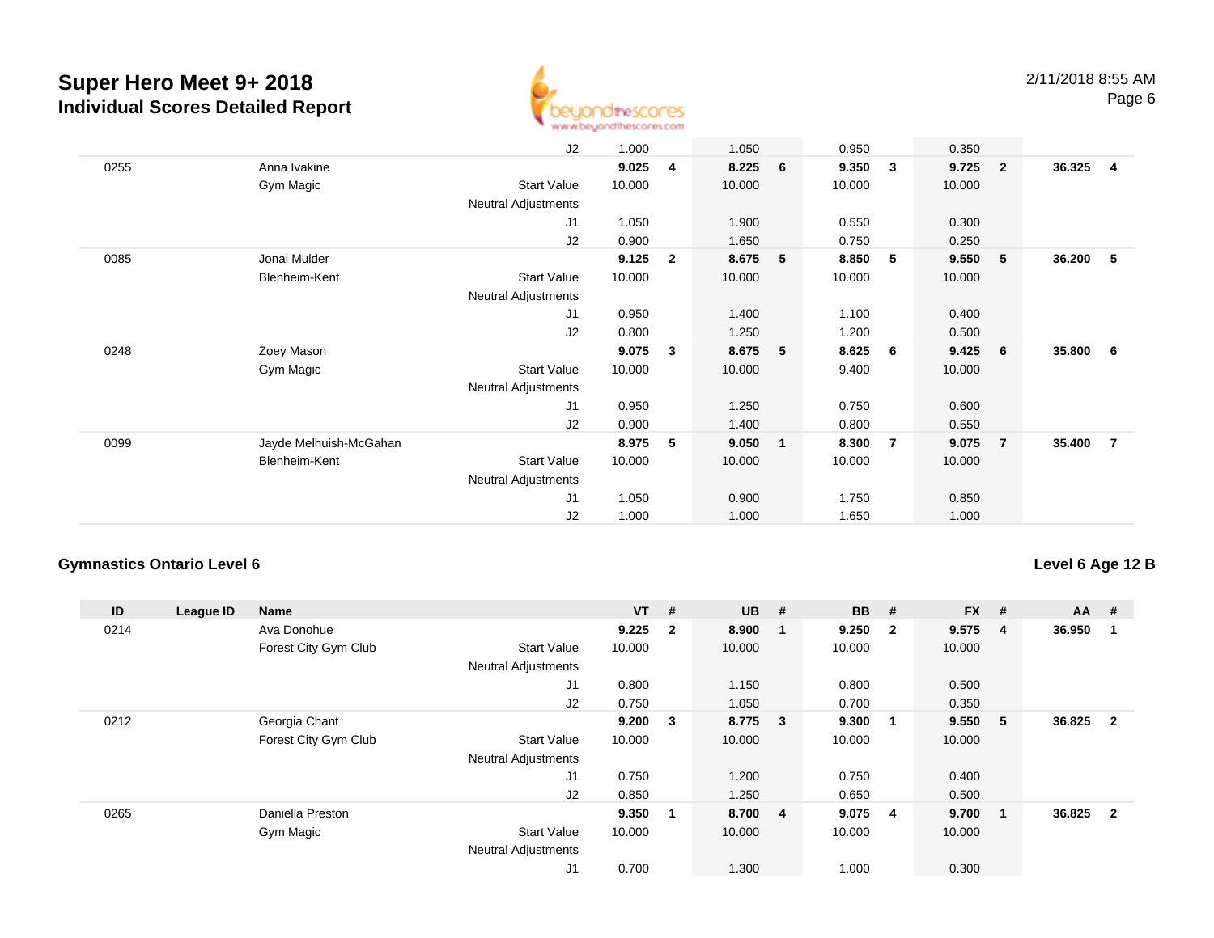| ID | League ID | Name | | VT | # | UB | # | BB | # | FX | # | AA | # |
|---|---|---|---|---|---|---|---|---|---|---|---|---|---|
| | | | J2 | 1.000 | | 1.050 | | 0.950 | | 0.350 | | | |
| 0255 | | Anna Ivakine | | 9.025 | 4 | 8.225 | 6 | 9.350 | 3 | 9.725 | 2 | 36.325 | 4 |
| | | Gym Magic | Start Value | 10.000 | | 10.000 | | 10.000 | | 10.000 | | | |
| | | | Neutral Adjustments | | | | | | | | | | |
| | | | J1 | 1.050 | | 1.900 | | 0.550 | | 0.300 | | | |
| | | | J2 | 0.900 | | 1.650 | | 0.750 | | 0.250 | | | |
| 0085 | | Jonai Mulder | | 9.125 | 2 | 8.675 | 5 | 8.850 | 5 | 9.550 | 5 | 36.200 | 5 |
| | | Blenheim-Kent | Start Value | 10.000 | | 10.000 | | 10.000 | | 10.000 | | | |
| | | | Neutral Adjustments | | | | | | | | | | |
| | | | J1 | 0.950 | | 1.400 | | 1.100 | | 0.400 | | | |
| | | | J2 | 0.800 | | 1.250 | | 1.200 | | 0.500 | | | |
| 0248 | | Zoey Mason | | 9.075 | 3 | 8.675 | 5 | 8.625 | 6 | 9.425 | 6 | 35.800 | 6 |
| | | Gym Magic | Start Value | 10.000 | | 10.000 | | 9.400 | | 10.000 | | | |
| | | | Neutral Adjustments | | | | | | | | | | |
| | | | J1 | 0.950 | | 1.250 | | 0.750 | | 0.600 | | | |
| | | | J2 | 0.900 | | 1.400 | | 0.800 | | 0.550 | | | |
| 0099 | | Jayde Melhuish-McGahan | | 8.975 | 5 | 9.050 | 1 | 8.300 | 7 | 9.075 | 7 | 35.400 | 7 |
| | | Blenheim-Kent | Start Value | 10.000 | | 10.000 | | 10.000 | | 10.000 | | | |
| | | | Neutral Adjustments | | | | | | | | | | |
| | | | J1 | 1.050 | | 0.900 | | 1.750 | | 0.850 | | | |
| | | | J2 | 1.000 | | 1.000 | | 1.650 | | 1.000 | | | |

## Gymnastics Ontario Level 6

**Level 6 Age 12 B**

| ID | League ID | Name | | VT | # | UB | # | BB | # | FX | # | AA | # |
|---|---|---|---|---|---|---|---|---|---|---|---|---|---|
| 0214 | | Ava Donohue | | 9.225 | 2 | 8.900 | 1 | 9.250 | 2 | 9.575 | 4 | 36.950 | 1 |
| | | Forest City Gym Club | Start Value | 10.000 | | 10.000 | | 10.000 | | 10.000 | | | |
| | | | Neutral Adjustments | | | | | | | | | | |
| | | | J1 | 0.800 | | 1.150 | | 0.800 | | 0.500 | | | |
| | | | J2 | 0.750 | | 1.050 | | 0.700 | | 0.350 | | | |
| 0212 | | Georgia Chant | | 9.200 | 3 | 8.775 | 3 | 9.300 | 1 | 9.550 | 5 | 36.825 | 2 |
| | | Forest City Gym Club | Start Value | 10.000 | | 10.000 | | 10.000 | | 10.000 | | | |
| | | | Neutral Adjustments | | | | | | | | | | |
| | | | J1 | 0.750 | | 1.200 | | 0.750 | | 0.400 | | | |
| | | | J2 | 0.850 | | 1.250 | | 0.650 | | 0.500 | | | |
| 0265 | | Daniella Preston | | 9.350 | 1 | 8.700 | 4 | 9.075 | 4 | 9.700 | 1 | 36.825 | 2 |
| | | Gym Magic | Start Value | 10.000 | | 10.000 | | 10.000 | | 10.000 | | | |
| | | | Neutral Adjustments | | | | | | | | | | |
| | | | J1 | 0.700 | | 1.300 | | 1.000 | | 0.300 | | | |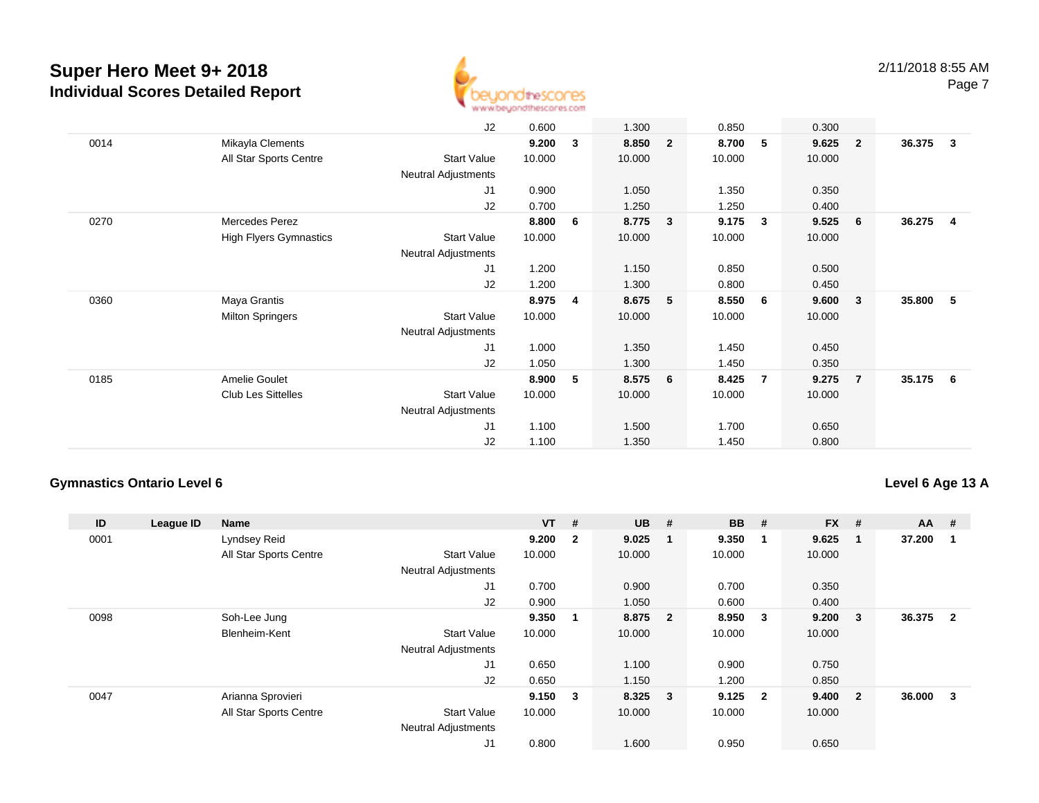# Super Hero Meet 9+ 2018

## Individual Scores Detailed Report

2/11/2018 8:55 AM

| ID | League ID | Name | | VT | # | UB | # | BB | # | FX | # | AA | # |
|---|---|---|---|---|---|---|---|---|---|---|---|---|---|
| | | | J2 | 0.600 | | 1.300 | | 0.850 | | 0.300 | | | |
| 0014 | | Mikayla Clements | | **9.200** | **3** | **8.850** | **2** | **8.700** | **5** | **9.625** | **2** | **36.375** | **3** |
| | | All Star Sports Centre | Start Value | 10.000 | | 10.000 | | 10.000 | | 10.000 | | | |
| | | | Neutral Adjustments | | | | | | | | | | |
| | | | J1 | 0.900 | | 1.050 | | 1.350 | | 0.350 | | | |
| | | | J2 | 0.700 | | 1.250 | | 1.250 | | 0.400 | | | |
| 0270 | | Mercedes Perez | | **8.800** | **6** | **8.775** | **3** | **9.175** | **3** | **9.525** | **6** | **36.275** | **4** |
| | | High Flyers Gymnastics | Start Value | 10.000 | | 10.000 | | 10.000 | | 10.000 | | | |
| | | | Neutral Adjustments | | | | | | | | | | |
| | | | J1 | 1.200 | | 1.150 | | 0.850 | | 0.500 | | | |
| | | | J2 | 1.200 | | 1.300 | | 0.800 | | 0.450 | | | |
| 0360 | | Maya Grantis | | **8.975** | **4** | **8.675** | **5** | **8.550** | **6** | **9.600** | **3** | **35.800** | **5** |
| | | Milton Springers | Start Value | 10.000 | | 10.000 | | 10.000 | | 10.000 | | | |
| | | | Neutral Adjustments | | | | | | | | | | |
| | | | J1 | 1.000 | | 1.350 | | 1.450 | | 0.450 | | | |
| | | | J2 | 1.050 | | 1.300 | | 1.450 | | 0.350 | | | |
| 0185 | | Amelie Goulet | | **8.900** | **5** | **8.575** | **6** | **8.425** | **7** | **9.275** | **7** | **35.175** | **6** |
| | | Club Les Sittelles | Start Value | 10.000 | | 10.000 | | 10.000 | | 10.000 | | | |
| | | | Neutral Adjustments | | | | | | | | | | |
| | | | J1 | 1.100 | | 1.500 | | 1.700 | | 0.650 | | | |
| | | | J2 | 1.100 | | 1.350 | | 1.450 | | 0.800 | | | |

### Gymnastics Ontario Level 6

### Level 6 Age 13 A

| ID | League ID | Name | | VT | # | UB | # | BB | # | FX | # | AA | # |
|---|---|---|---|---|---|---|---|---|---|---|---|---|---|
| 0001 | | Lyndsey Reid | | **9.200** | **2** | **9.025** | **1** | **9.350** | **1** | **9.625** | **1** | **37.200** | **1** |
| | | All Star Sports Centre | Start Value | 10.000 | | 10.000 | | 10.000 | | 10.000 | | | |
| | | | Neutral Adjustments | | | | | | | | | | |
| | | | J1 | 0.700 | | 0.900 | | 0.700 | | 0.350 | | | |
| | | | J2 | 0.900 | | 1.050 | | 0.600 | | 0.400 | | | |
| 0098 | | Soh-Lee Jung | | **9.350** | **1** | **8.875** | **2** | **8.950** | **3** | **9.200** | **3** | **36.375** | **2** |
| | | Blenheim-Kent | Start Value | 10.000 | | 10.000 | | 10.000 | | 10.000 | | | |
| | | | Neutral Adjustments | | | | | | | | | | |
| | | | J1 | 0.650 | | 1.100 | | 0.900 | | 0.750 | | | |
| | | | J2 | 0.650 | | 1.150 | | 1.200 | | 0.850 | | | |
| 0047 | | Arianna Sprovieri | | **9.150** | **3** | **8.325** | **3** | **9.125** | **2** | **9.400** | **2** | **36.000** | **3** |
| | | All Star Sports Centre | Start Value | 10.000 | | 10.000 | | 10.000 | | 10.000 | | | |
| | | | Neutral Adjustments | | | | | | | | | | |
| | | | J1 | 0.800 | | 1.600 | | 0.950 | | 0.650 | | | |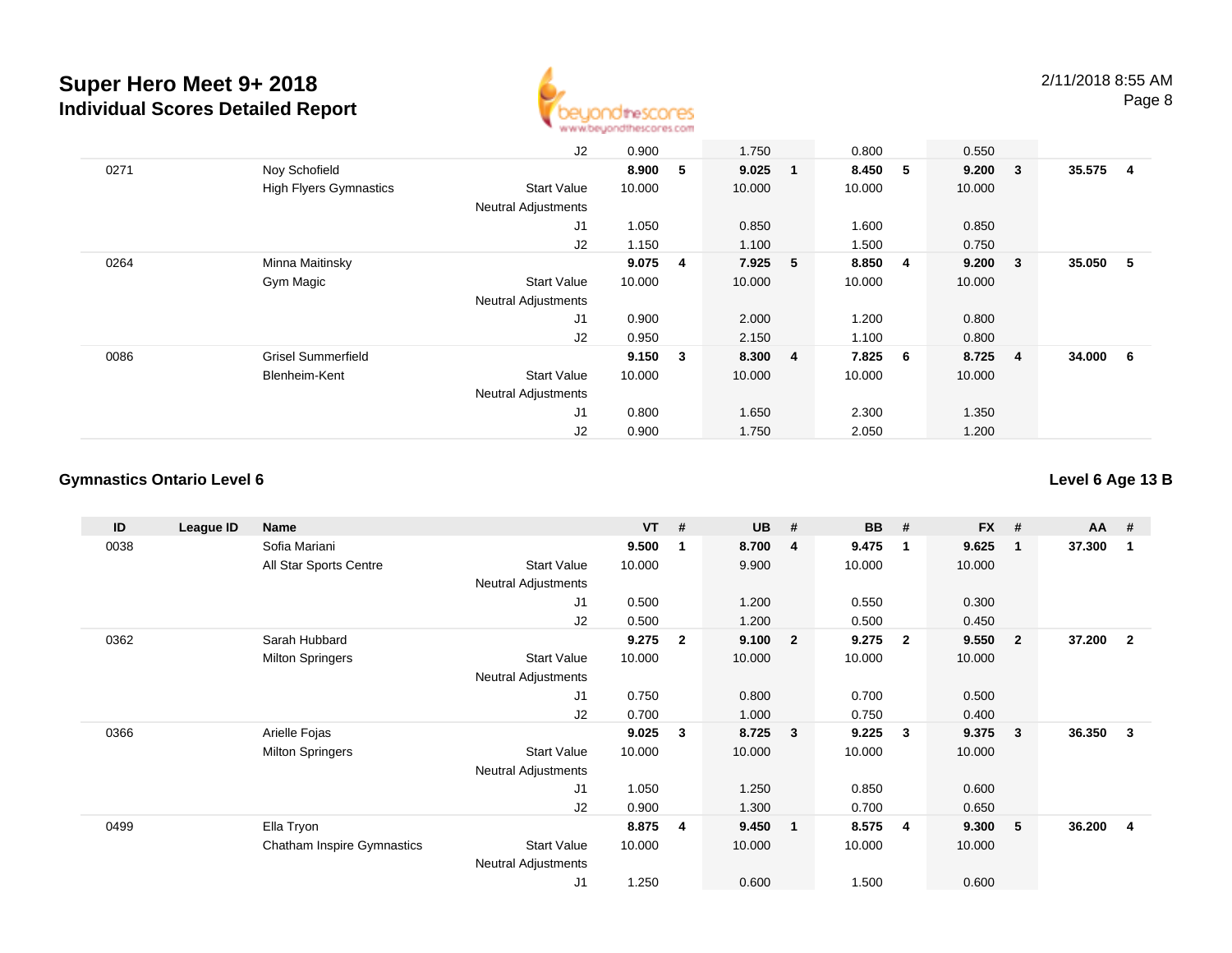# Super Hero Meet 9+ 2018
## Individual Scores Detailed Report

2/11/2018 8:55 AM

| ID | League ID | Name | | VT | # | UB | # | BB | # | FX | # | AA | # |
|---|---|---|---|---|---|---|---|---|---|---|---|---|---|
| | | | J2 | 0.900 | | 1.750 | | 0.800 | | 0.550 | | | |
| 0271 | | Noy Schofield | | **8.900** | **5** | **9.025** | **1** | **8.450** | **5** | **9.200** | **3** | **35.575** | **4** |
| | | High Flyers Gymnastics | Start Value | 10.000 | | 10.000 | | 10.000 | | 10.000 | | | |
| | | | Neutral Adjustments | | | | | | | | | | |
| | | | J1 | 1.050 | | 0.850 | | 1.600 | | 0.850 | | | |
| | | | J2 | 1.150 | | 1.100 | | 1.500 | | 0.750 | | | |
| 0264 | | Minna Maitinsky | | **9.075** | **4** | **7.925** | **5** | **8.850** | **4** | **9.200** | **3** | **35.050** | **5** |
| | | Gym Magic | Start Value | 10.000 | | 10.000 | | 10.000 | | 10.000 | | | |
| | | | Neutral Adjustments | | | | | | | | | | |
| | | | J1 | 0.900 | | 2.000 | | 1.200 | | 0.800 | | | |
| | | | J2 | 0.950 | | 2.150 | | 1.100 | | 0.800 | | | |
| 0086 | | Grisel Summerfield | | **9.150** | **3** | **8.300** | **4** | **7.825** | **6** | **8.725** | **4** | **34.000** | **6** |
| | | Blenheim-Kent | Start Value | 10.000 | | 10.000 | | 10.000 | | 10.000 | | | |
| | | | Neutral Adjustments | | | | | | | | | | |
| | | | J1 | 0.800 | | 1.650 | | 2.300 | | 1.350 | | | |
| | | | J2 | 0.900 | | 1.750 | | 2.050 | | 1.200 | | | |

### Gymnastics Ontario Level 6

### Level 6 Age 13 B

| ID | League ID | Name | | VT | # | UB | # | BB | # | FX | # | AA | # |
|---|---|---|---|---|---|---|---|---|---|---|---|---|---|
| 0038 | | Sofia Mariani | | **9.500** | **1** | **8.700** | **4** | **9.475** | **1** | **9.625** | **1** | **37.300** | **1** |
| | | All Star Sports Centre | Start Value | 10.000 | | 9.900 | | 10.000 | | 10.000 | | | |
| | | | Neutral Adjustments | | | | | | | | | | |
| | | | J1 | 0.500 | | 1.200 | | 0.550 | | 0.300 | | | |
| | | | J2 | 0.500 | | 1.200 | | 0.500 | | 0.450 | | | |
| 0362 | | Sarah Hubbard | | **9.275** | **2** | **9.100** | **2** | **9.275** | **2** | **9.550** | **2** | **37.200** | **2** |
| | | Milton Springers | Start Value | 10.000 | | 10.000 | | 10.000 | | 10.000 | | | |
| | | | Neutral Adjustments | | | | | | | | | | |
| | | | J1 | 0.750 | | 0.800 | | 0.700 | | 0.500 | | | |
| | | | J2 | 0.700 | | 1.000 | | 0.750 | | 0.400 | | | |
| 0366 | | Arielle Fojas | | **9.025** | **3** | **8.725** | **3** | **9.225** | **3** | **9.375** | **3** | **36.350** | **3** |
| | | Milton Springers | Start Value | 10.000 | | 10.000 | | 10.000 | | 10.000 | | | |
| | | | Neutral Adjustments | | | | | | | | | | |
| | | | J1 | 1.050 | | 1.250 | | 0.850 | | 0.600 | | | |
| | | | J2 | 0.900 | | 1.300 | | 0.700 | | 0.650 | | | |
| 0499 | | Ella Tryon | | **8.875** | **4** | **9.450** | **1** | **8.575** | **4** | **9.300** | **5** | **36.200** | **4** |
| | | Chatham Inspire Gymnastics | Start Value | 10.000 | | 10.000 | | 10.000 | | 10.000 | | | |
| | | | Neutral Adjustments | | | | | | | | | | |
| | | | J1 | 1.250 | | 0.600 | | 1.500 | | 0.600 | | | |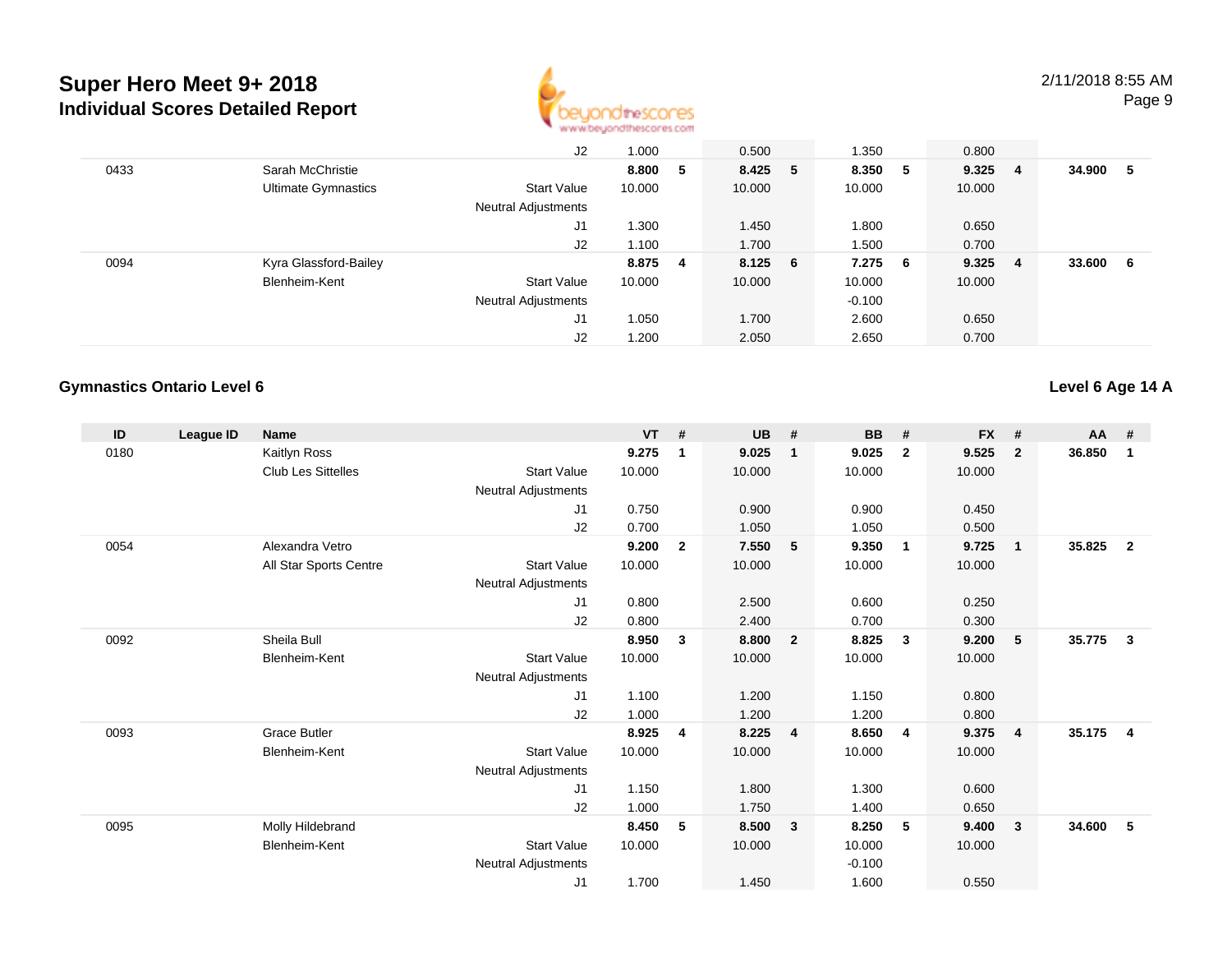# Super Hero Meet 9+ 2018
## Individual Scores Detailed Report

| ID | League ID | Name | | VT | # | UB | # | BB | # | FX | # | AA | # |
|---|---|---|---|---|---|---|---|---|---|---|---|---|---|
| | | | J2 | 1.000 | | 0.500 | | 1.350 | | 0.800 | | | |
| 0433 | | Sarah McChristie | | **8.800** | **5** | **8.425** | **5** | **8.350** | **5** | **9.325** | **4** | **34.900** | **5** |
| | | Ultimate Gymnastics | Start Value | 10.000 | | 10.000 | | 10.000 | | 10.000 | | | |
| | | | Neutral Adjustments | | | | | | | | | | |
| | | | J1 | 1.300 | | 1.450 | | 1.800 | | 0.650 | | | |
| | | | J2 | 1.100 | | 1.700 | | 1.500 | | 0.700 | | | |
| 0094 | | Kyra Glassford-Bailey | | **8.875** | **4** | **8.125** | **6** | **7.275** | **6** | **9.325** | **4** | **33.600** | **6** |
| | | Blenheim-Kent | Start Value | 10.000 | | 10.000 | | 10.000 | | 10.000 | | | |
| | | | Neutral Adjustments | | | | | -0.100 | | | | | |
| | | | J1 | 1.050 | | 1.700 | | 2.600 | | 0.650 | | | |
| | | | J2 | 1.200 | | 2.050 | | 2.650 | | 0.700 | | | |

### Gymnastics Ontario Level 6

**Level 6 Age 14 A**

| ID | League ID | Name | | VT | # | UB | # | BB | # | FX | # | AA | # |
|---|---|---|---|---|---|---|---|---|---|---|---|---|---|
| 0180 | | Kaitlyn Ross | | **9.275** | **1** | **9.025** | **1** | **9.025** | **2** | **9.525** | **2** | **36.850** | **1** |
| | | Club Les Sittelles | Start Value | 10.000 | | 10.000 | | 10.000 | | 10.000 | | | |
| | | | Neutral Adjustments | | | | | | | | | | |
| | | | J1 | 0.750 | | 0.900 | | 0.900 | | 0.450 | | | |
| | | | J2 | 0.700 | | 1.050 | | 1.050 | | 0.500 | | | |
| 0054 | | Alexandra Vetro | | **9.200** | **2** | **7.550** | **5** | **9.350** | **1** | **9.725** | **1** | **35.825** | **2** |
| | | All Star Sports Centre | Start Value | 10.000 | | 10.000 | | 10.000 | | 10.000 | | | |
| | | | Neutral Adjustments | | | | | | | | | | |
| | | | J1 | 0.800 | | 2.500 | | 0.600 | | 0.250 | | | |
| | | | J2 | 0.800 | | 2.400 | | 0.700 | | 0.300 | | | |
| 0092 | | Sheila Bull | | **8.950** | **3** | **8.800** | **2** | **8.825** | **3** | **9.200** | **5** | **35.775** | **3** |
| | | Blenheim-Kent | Start Value | 10.000 | | 10.000 | | 10.000 | | 10.000 | | | |
| | | | Neutral Adjustments | | | | | | | | | | |
| | | | J1 | 1.100 | | 1.200 | | 1.150 | | 0.800 | | | |
| | | | J2 | 1.000 | | 1.200 | | 1.200 | | 0.800 | | | |
| 0093 | | Grace Butler | | **8.925** | **4** | **8.225** | **4** | **8.650** | **4** | **9.375** | **4** | **35.175** | **4** |
| | | Blenheim-Kent | Start Value | 10.000 | | 10.000 | | 10.000 | | 10.000 | | | |
| | | | Neutral Adjustments | | | | | | | | | | |
| | | | J1 | 1.150 | | 1.800 | | 1.300 | | 0.600 | | | |
| | | | J2 | 1.000 | | 1.750 | | 1.400 | | 0.650 | | | |
| 0095 | | Molly Hildebrand | | **8.450** | **5** | **8.500** | **3** | **8.250** | **5** | **9.400** | **3** | **34.600** | **5** |
| | | Blenheim-Kent | Start Value | 10.000 | | 10.000 | | 10.000 | | 10.000 | | | |
| | | | Neutral Adjustments | | | | | -0.100 | | | | | |
| | | | J1 | 1.700 | | 1.450 | | 1.600 | | 0.550 | | | |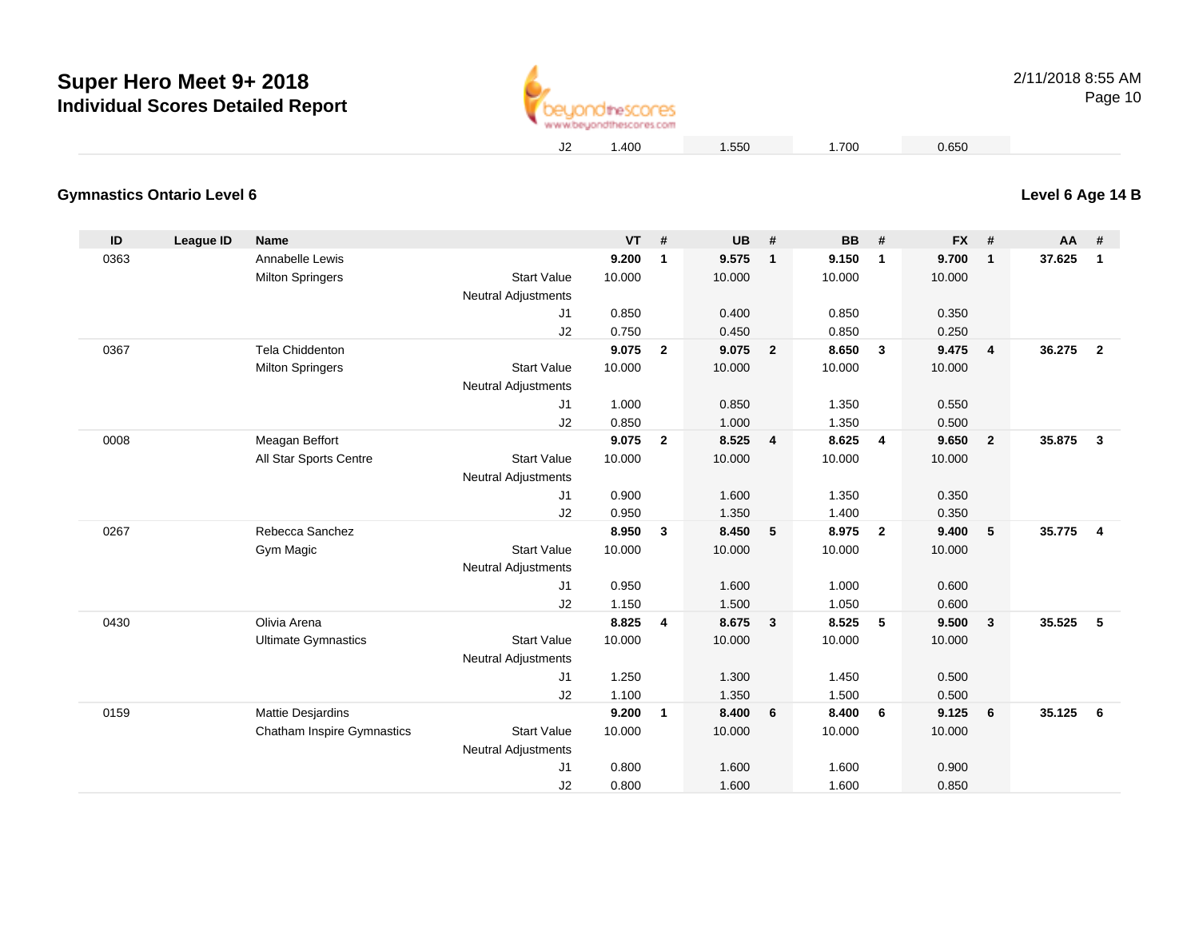# Super Hero Meet 9+ 2018
## Individual Scores Detailed Report

2/11/2018 8:55 AM

| | | | | | | | | | | | | |
|---|---|---|---|---|---|---|---|---|---|---|---|---|
| | | | J2 | 1.400 | | 1.550 | | 1.700 | | 0.650 | | |

### Gymnastics Ontario Level 6

**Level 6 Age 14 B**

| ID | League ID | Name | | VT | # | UB | # | BB | # | FX | # | AA | # |
|---|---|---|---|---|---|---|---|---|---|---|---|---|---|
| 0363 | | Annabelle Lewis | | **9.200** | **1** | **9.575** | **1** | **9.150** | **1** | **9.700** | **1** | **37.625** | **1** |
| | | Milton Springers | Start Value | 10.000 | | 10.000 | | 10.000 | | 10.000 | | | |
| | | | Neutral Adjustments | | | | | | | | | | |
| | | | J1 | 0.850 | | 0.400 | | 0.850 | | 0.350 | | | |
| | | | J2 | 0.750 | | 0.450 | | 0.850 | | 0.250 | | | |
| 0367 | | Tela Chiddenton | | **9.075** | **2** | **9.075** | **2** | **8.650** | **3** | **9.475** | **4** | **36.275** | **2** |
| | | Milton Springers | Start Value | 10.000 | | 10.000 | | 10.000 | | 10.000 | | | |
| | | | Neutral Adjustments | | | | | | | | | | |
| | | | J1 | 1.000 | | 0.850 | | 1.350 | | 0.550 | | | |
| | | | J2 | 0.850 | | 1.000 | | 1.350 | | 0.500 | | | |
| 0008 | | Meagan Beffort | | **9.075** | **2** | **8.525** | **4** | **8.625** | **4** | **9.650** | **2** | **35.875** | **3** |
| | | All Star Sports Centre | Start Value | 10.000 | | 10.000 | | 10.000 | | 10.000 | | | |
| | | | Neutral Adjustments | | | | | | | | | | |
| | | | J1 | 0.900 | | 1.600 | | 1.350 | | 0.350 | | | |
| | | | J2 | 0.950 | | 1.350 | | 1.400 | | 0.350 | | | |
| 0267 | | Rebecca Sanchez | | **8.950** | **3** | **8.450** | **5** | **8.975** | **2** | **9.400** | **5** | **35.775** | **4** |
| | | Gym Magic | Start Value | 10.000 | | 10.000 | | 10.000 | | 10.000 | | | |
| | | | Neutral Adjustments | | | | | | | | | | |
| | | | J1 | 0.950 | | 1.600 | | 1.000 | | 0.600 | | | |
| | | | J2 | 1.150 | | 1.500 | | 1.050 | | 0.600 | | | |
| 0430 | | Olivia Arena | | **8.825** | **4** | **8.675** | **3** | **8.525** | **5** | **9.500** | **3** | **35.525** | **5** |
| | | Ultimate Gymnastics | Start Value | 10.000 | | 10.000 | | 10.000 | | 10.000 | | | |
| | | | Neutral Adjustments | | | | | | | | | | |
| | | | J1 | 1.250 | | 1.300 | | 1.450 | | 0.500 | | | |
| | | | J2 | 1.100 | | 1.350 | | 1.500 | | 0.500 | | | |
| 0159 | | Mattie Desjardins | | **9.200** | **1** | **8.400** | **6** | **8.400** | **6** | **9.125** | **6** | **35.125** | **6** |
| | | Chatham Inspire Gymnastics | Start Value | 10.000 | | 10.000 | | 10.000 | | 10.000 | | | |
| | | | Neutral Adjustments | | | | | | | | | | |
| | | | J1 | 0.800 | | 1.600 | | 1.600 | | 0.900 | | | |
| | | | J2 | 0.800 | | 1.600 | | 1.600 | | 0.850 | | | |